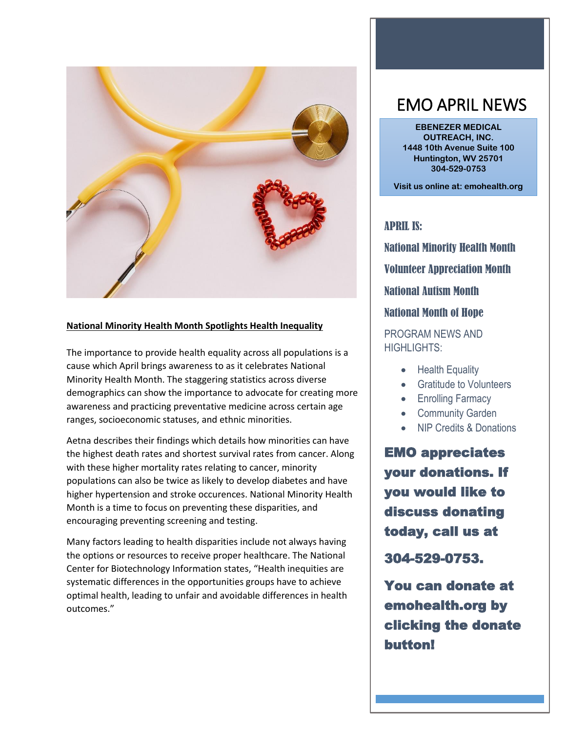## National Minority Health Month Spotlights Health Inequality

The importance to provide health equality across all populations is a cause which April brings awareness to as it celebrates National Minority Health Month. The staggering statistics across diverse demographics can show the importance to advocate for creating more awareness and practicing preventative medicine across certain age ranges, socioeconomic statuses, and ethnic minorities.

Aetna describes their findings which details how minorities can have the highest death rates and shortest survival rates from cancer. Along with these higher mortality rates relating to cancer, minority populations can also be twice as likely to develop diabetes and have higher hypertension and stroke occurences. National Minority Health Month is a time to focus on preventing these disparities, and encouraging preventing screening and testing.

Many factors leading to health disparities include not always having the options or resources to receive proper healthcare. The National Center for Biotechnology Information states, "Health inequities are systematic differences in the opportunities groups have to achieve optimal health, leading to unfair and avoidable differences in health outcomes."

# EMO APRIL NEWS

**EBENEZER MEDICAL OUTREACH, INC.**
**1448 10th Avenue Suite 100**
**Huntington, WV 25701**
**304-529-0753**

**Visit us online at: emohealth.org**

### APRIL IS:

### National Minority Health Month

### Volunteer Appreciation Month

### National Autism Month

### National Month of Hope

PROGRAM NEWS AND HIGHLIGHTS:

- Health Equality
- Gratitude to Volunteers
- Enrolling Farmacy
- Community Garden
- NIP Credits & Donations

**EMO appreciates your donations. If you would like to discuss donating today, call us at**

**304-529-0753.**

**You can donate at emohealth.org by clicking the donate button!**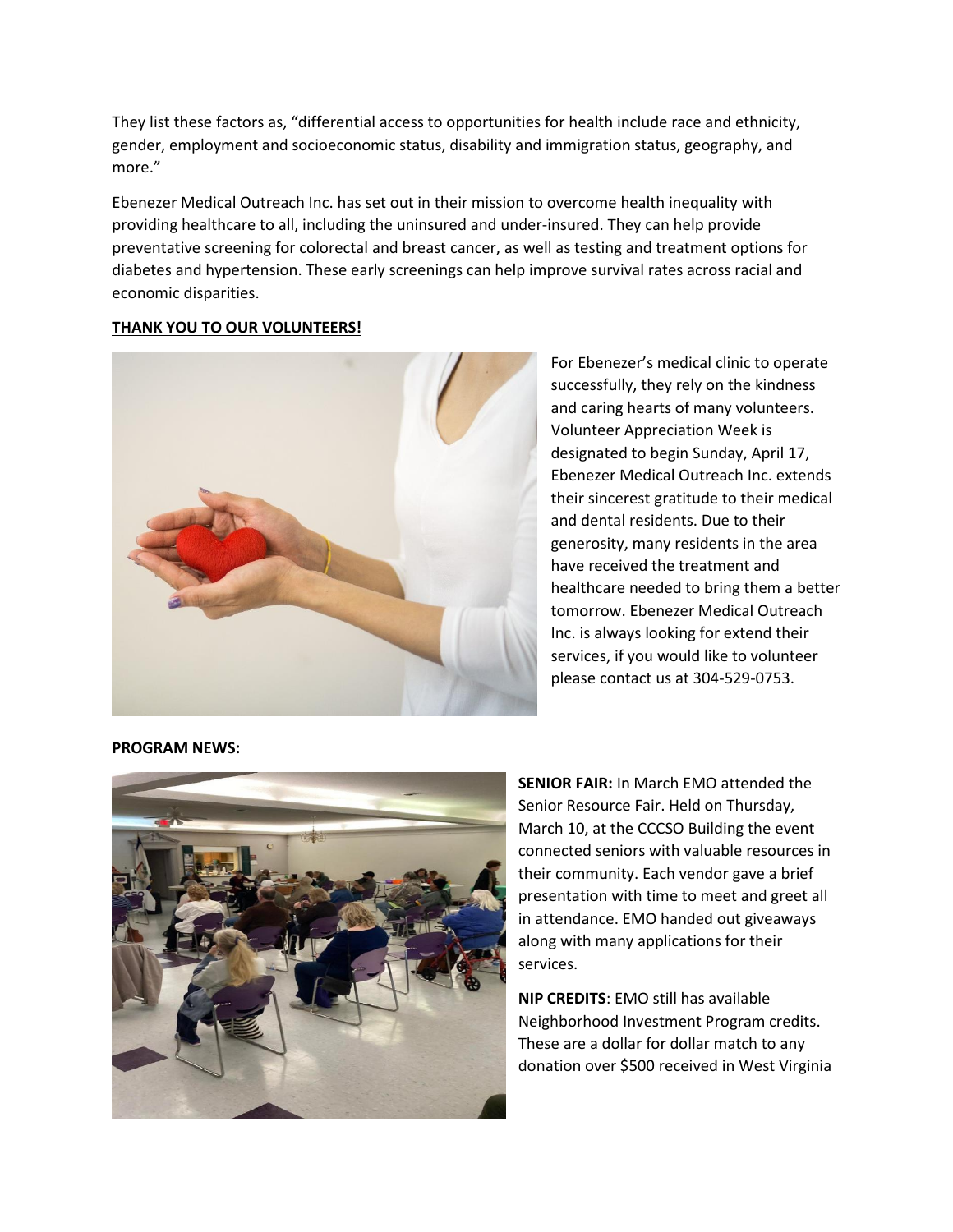They list these factors as, "differential access to opportunities for health include race and ethnicity, gender, employment and socioeconomic status, disability and immigration status, geography, and more."

Ebenezer Medical Outreach Inc. has set out in their mission to overcome health inequality with providing healthcare to all, including the uninsured and under-insured. They can help provide preventative screening for colorectal and breast cancer, as well as testing and treatment options for diabetes and hypertension. These early screenings can help improve survival rates across racial and economic disparities.

**THANK YOU TO OUR VOLUNTEERS!**

For Ebenezer's medical clinic to operate successfully, they rely on the kindness and caring hearts of many volunteers. Volunteer Appreciation Week is designated to begin Sunday, April 17, Ebenezer Medical Outreach Inc. extends their sincerest gratitude to their medical and dental residents. Due to their generosity, many residents in the area have received the treatment and healthcare needed to bring them a better tomorrow. Ebenezer Medical Outreach Inc. is always looking for extend their services, if you would like to volunteer please contact us at 304-529-0753.

**PROGRAM NEWS:**

**SENIOR FAIR:** In March EMO attended the Senior Resource Fair. Held on Thursday, March 10, at the CCCSO Building the event connected seniors with valuable resources in their community. Each vendor gave a brief presentation with time to meet and greet all in attendance. EMO handed out giveaways along with many applications for their services.

**NIP CREDITS**: EMO still has available Neighborhood Investment Program credits. These are a dollar for dollar match to any donation over $500 received in West Virginia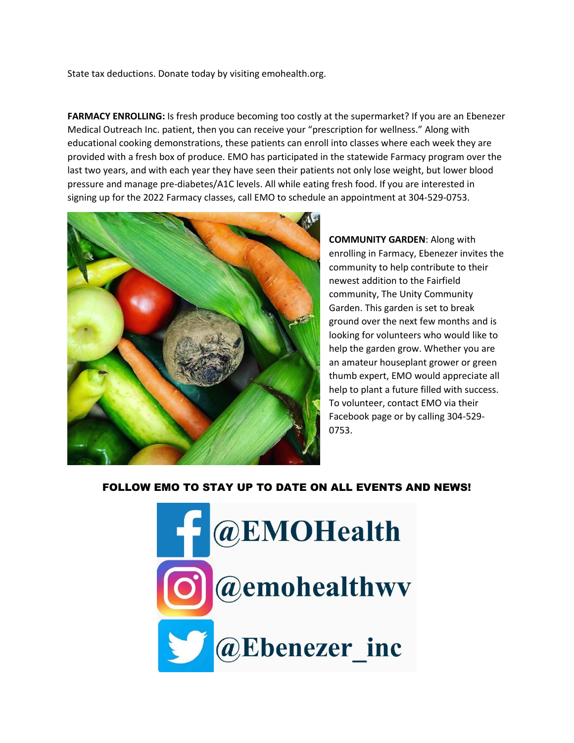State tax deductions. Donate today by visiting emohealth.org.

**FARMACY ENROLLING:** Is fresh produce becoming too costly at the supermarket? If you are an Ebenezer Medical Outreach Inc. patient, then you can receive your "prescription for wellness." Along with educational cooking demonstrations, these patients can enroll into classes where each week they are provided with a fresh box of produce. EMO has participated in the statewide Farmacy program over the last two years, and with each year they have seen their patients not only lose weight, but lower blood pressure and manage pre-diabetes/A1C levels. All while eating fresh food. If you are interested in signing up for the 2022 Farmacy classes, call EMO to schedule an appointment at 304-529-0753.

**COMMUNITY GARDEN**: Along with enrolling in Farmacy, Ebenezer invites the community to help contribute to their newest addition to the Fairfield community, The Unity Community Garden. This garden is set to break ground over the next few months and is looking for volunteers who would like to help the garden grow. Whether you are an amateur houseplant grower or green thumb expert, EMO would appreciate all help to plant a future filled with success. To volunteer, contact EMO via their Facebook page or by calling 304-529-0753.

**FOLLOW EMO TO STAY UP TO DATE ON ALL EVENTS AND NEWS!**

@EMOHealth

@emohealthwv

@Ebenezer_inc